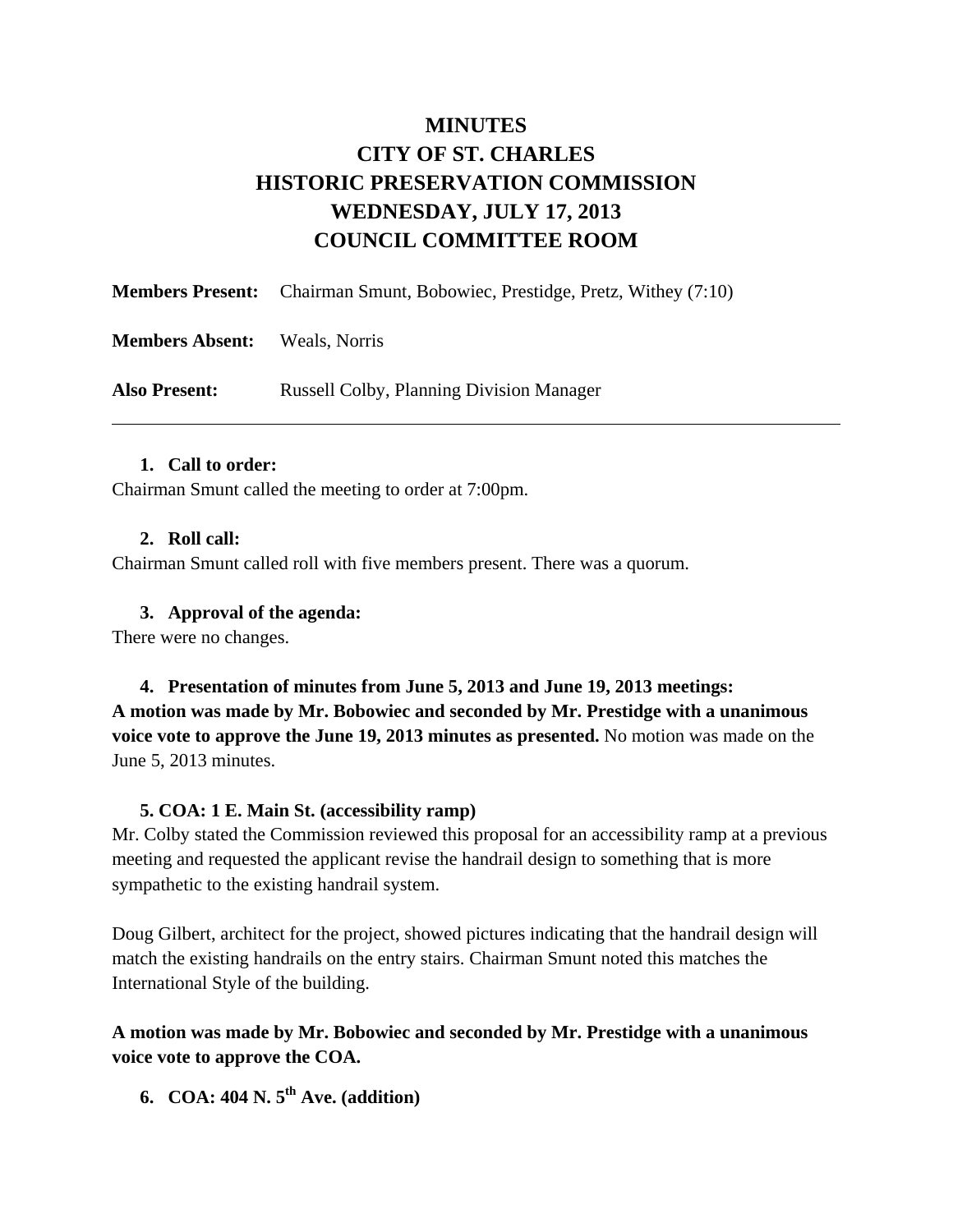# MINUTES
# CITY OF ST. CHARLES
# HISTORIC PRESERVATION COMMISSION
# WEDNESDAY, JULY 17, 2013
# COUNCIL COMMITTEE ROOM

**Members Present:** Chairman Smunt, Bobowiec, Prestidge, Pretz, Withey (7:10)

**Members Absent:** Weals, Norris

**Also Present:** Russell Colby, Planning Division Manager

---

**1. Call to order:**

Chairman Smunt called the meeting to order at 7:00pm.

**2. Roll call:**

Chairman Smunt called roll with five members present. There was a quorum.

**3. Approval of the agenda:**

There were no changes.

**4. Presentation of minutes from June 5, 2013 and June 19, 2013 meetings:**

**A motion was made by Mr. Bobowiec and seconded by Mr. Prestidge with a unanimous voice vote to approve the June 19, 2013 minutes as presented.** No motion was made on the June 5, 2013 minutes.

**5. COA: 1 E. Main St. (accessibility ramp)**

Mr. Colby stated the Commission reviewed this proposal for an accessibility ramp at a previous meeting and requested the applicant revise the handrail design to something that is more sympathetic to the existing handrail system.

Doug Gilbert, architect for the project, showed pictures indicating that the handrail design will match the existing handrails on the entry stairs. Chairman Smunt noted this matches the International Style of the building.

**A motion was made by Mr. Bobowiec and seconded by Mr. Prestidge with a unanimous voice vote to approve the COA.**

**6. COA: 404 N. 5th Ave. (addition)**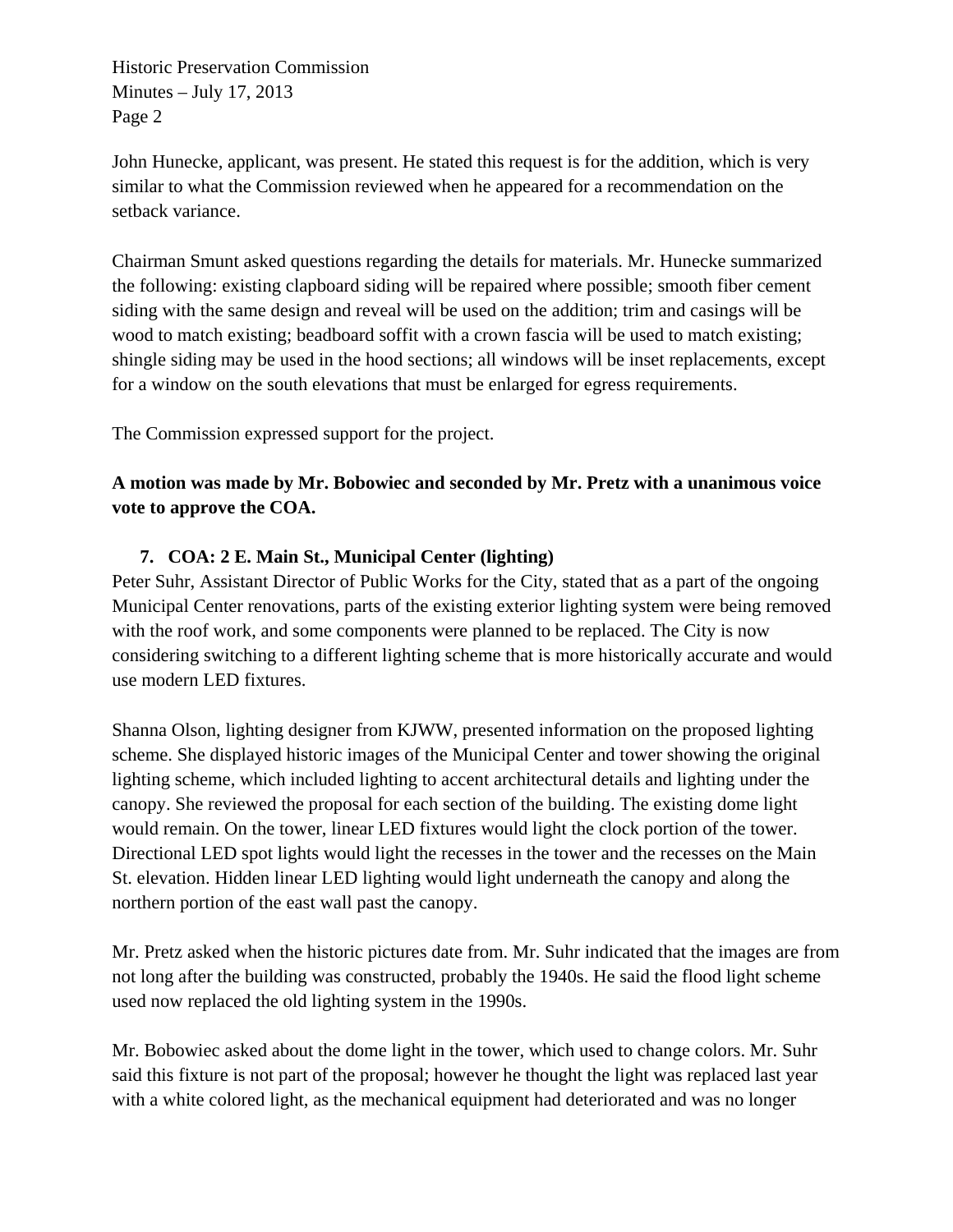John Hunecke, applicant, was present. He stated this request is for the addition, which is very similar to what the Commission reviewed when he appeared for a recommendation on the setback variance.

Chairman Smunt asked questions regarding the details for materials. Mr. Hunecke summarized the following: existing clapboard siding will be repaired where possible; smooth fiber cement siding with the same design and reveal will be used on the addition; trim and casings will be wood to match existing; beadboard soffit with a crown fascia will be used to match existing; shingle siding may be used in the hood sections; all windows will be inset replacements, except for a window on the south elevations that must be enlarged for egress requirements.

The Commission expressed support for the project.

**A motion was made by Mr. Bobowiec and seconded by Mr. Pretz with a unanimous voice vote to approve the COA.**

7. **COA: 2 E. Main St., Municipal Center (lighting)**

Peter Suhr, Assistant Director of Public Works for the City, stated that as a part of the ongoing Municipal Center renovations, parts of the existing exterior lighting system were being removed with the roof work, and some components were planned to be replaced. The City is now considering switching to a different lighting scheme that is more historically accurate and would use modern LED fixtures.

Shanna Olson, lighting designer from KJWW, presented information on the proposed lighting scheme. She displayed historic images of the Municipal Center and tower showing the original lighting scheme, which included lighting to accent architectural details and lighting under the canopy. She reviewed the proposal for each section of the building. The existing dome light would remain. On the tower, linear LED fixtures would light the clock portion of the tower. Directional LED spot lights would light the recesses in the tower and the recesses on the Main St. elevation. Hidden linear LED lighting would light underneath the canopy and along the northern portion of the east wall past the canopy.

Mr. Pretz asked when the historic pictures date from. Mr. Suhr indicated that the images are from not long after the building was constructed, probably the 1940s. He said the flood light scheme used now replaced the old lighting system in the 1990s.

Mr. Bobowiec asked about the dome light in the tower, which used to change colors. Mr. Suhr said this fixture is not part of the proposal; however he thought the light was replaced last year with a white colored light, as the mechanical equipment had deteriorated and was no longer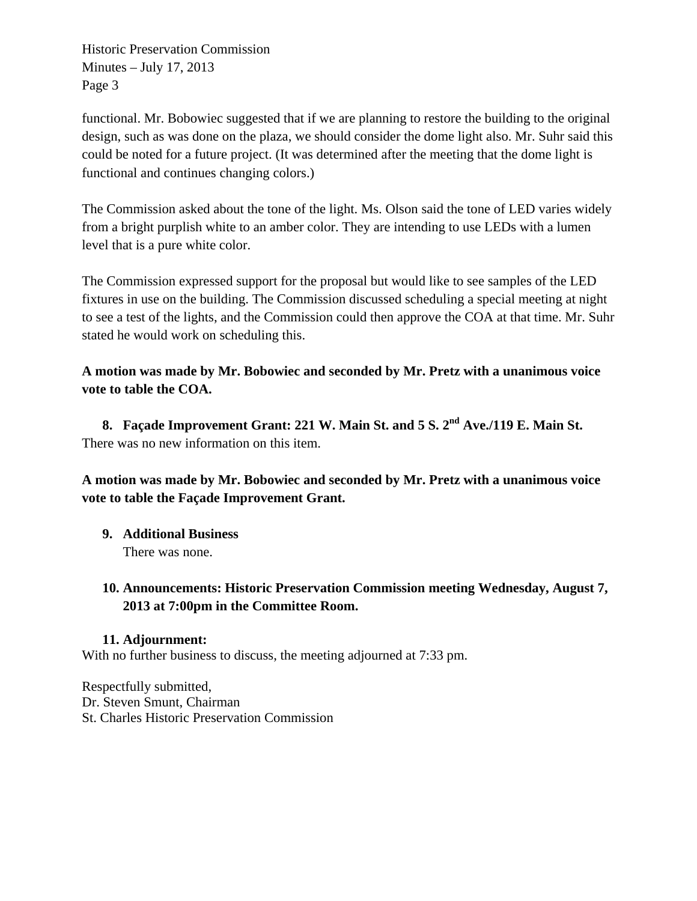functional. Mr. Bobowiec suggested that if we are planning to restore the building to the original design, such as was done on the plaza, we should consider the dome light also. Mr. Suhr said this could be noted for a future project. (It was determined after the meeting that the dome light is functional and continues changing colors.)

The Commission asked about the tone of the light. Ms. Olson said the tone of LED varies widely from a bright purplish white to an amber color. They are intending to use LEDs with a lumen level that is a pure white color.

The Commission expressed support for the proposal but would like to see samples of the LED fixtures in use on the building. The Commission discussed scheduling a special meeting at night to see a test of the lights, and the Commission could then approve the COA at that time. Mr. Suhr stated he would work on scheduling this.

**A motion was made by Mr. Bobowiec and seconded by Mr. Pretz with a unanimous voice vote to table the COA.**

8. **Façade Improvement Grant: 221 W. Main St. and 5 S. 2nd Ave./119 E. Main St.**

There was no new information on this item.

**A motion was made by Mr. Bobowiec and seconded by Mr. Pretz with a unanimous voice vote to table the Façade Improvement Grant.**

9. **Additional Business**

   There was none.

10. **Announcements: Historic Preservation Commission meeting Wednesday, August 7, 2013 at 7:00pm in the Committee Room.**

11. **Adjournment:**

With no further business to discuss, the meeting adjourned at 7:33 pm.

Respectfully submitted,
Dr. Steven Smunt, Chairman
St. Charles Historic Preservation Commission